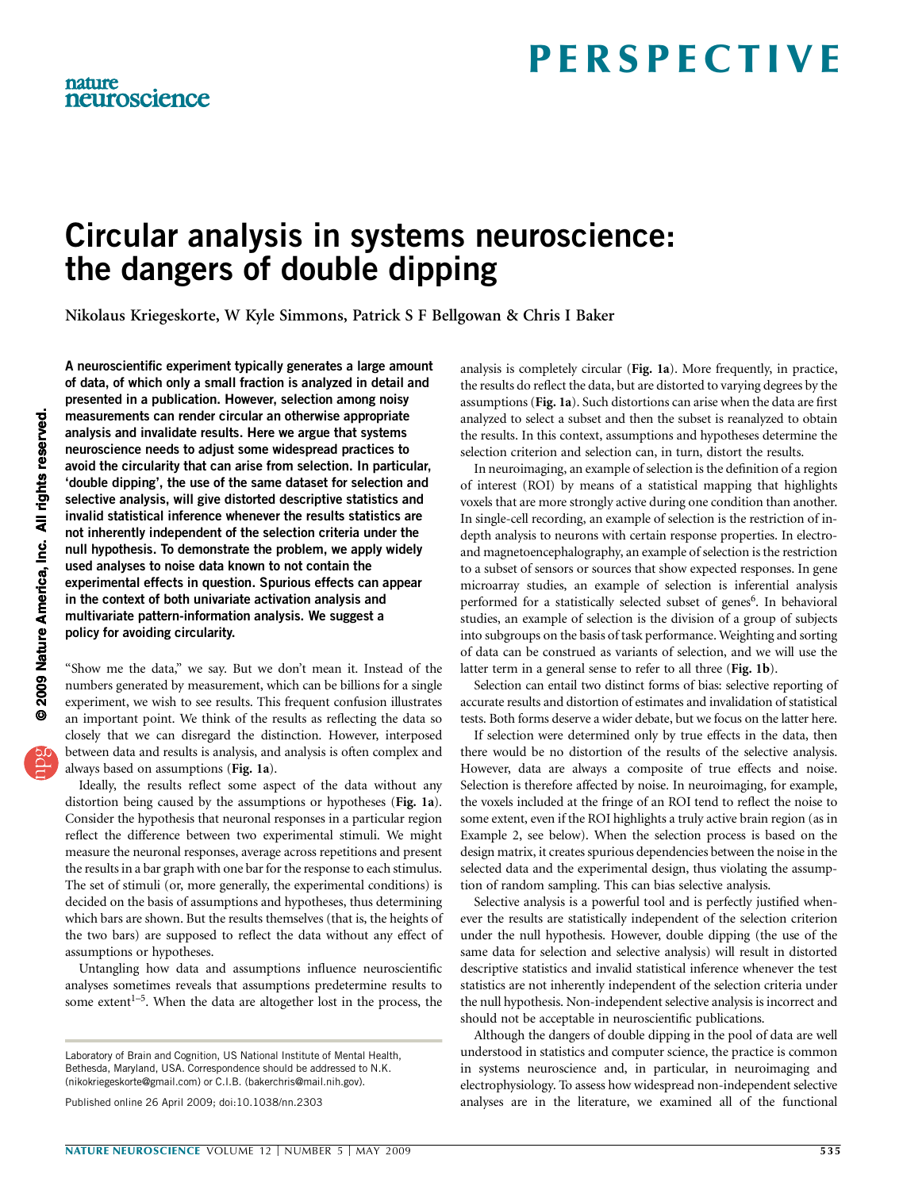# Circular analysis in systems neuroscience: the dangers of double dipping

**Nikolaus Kriegeskorte, W Kyle Simmons, Patrick S F Bellgowan & Chris I Baker**

**A neuroscientific experiment typically generates a large amount of data, of which only a small fraction is analyzed in detail and presented in a publication. However, selection among noisy measurements can render circular an otherwise appropriate analysis and invalidate results. Here we argue that systems neuroscience needs to adjust some widespread practices to avoid the circularity that can arise from selection. In particular, 'double dipping', the use of the same dataset for selection and selective analysis, will give distorted descriptive statistics and invalid statistical inference whenever the results statistics are not inherently independent of the selection criteria under the null hypothesis. To demonstrate the problem, we apply widely used analyses to noise data known to not contain the experimental effects in question. Spurious effects can appear in the context of both univariate activation analysis and multivariate pattern-information analysis. We suggest a policy for avoiding circularity.**

"Show me the data," we say. But we don't mean it. Instead of the numbers generated by measurement, which can be billions for a single experiment, we wish to see results. This frequent confusion illustrates an important point. We think of the results as reflecting the data so closely that we can disregard the distinction. However, interposed between data and results is analysis, and analysis is often complex and always based on assumptions (**Fig. 1a**).

Ideally, the results reflect some aspect of the data without any distortion being caused by the assumptions or hypotheses (**Fig. 1a**). Consider the hypothesis that neuronal responses in a particular region reflect the difference between two experimental stimuli. We might measure the neuronal responses, average across repetitions and present the results in a bar graph with one bar for the response to each stimulus. The set of stimuli (or, more generally, the experimental conditions) is decided on the basis of assumptions and hypotheses, thus determining which bars are shown. But the results themselves (that is, the heights of the two bars) are supposed to reflect the data without any effect of assumptions or hypotheses.

Untangling how data and assumptions influence neuroscientific analyses sometimes reveals that assumptions predetermine results to some extent[1–5]. When the data are altogether lost in the process, the analysis is completely circular (**Fig. 1a**). More frequently, in practice, the results do reflect the data, but are distorted to varying degrees by the assumptions (**Fig. 1a**). Such distortions can arise when the data are first analyzed to select a subset and then the subset is reanalyzed to obtain the results. In this context, assumptions and hypotheses determine the selection criterion and selection can, in turn, distort the results.

In neuroimaging, an example of selection is the definition of a region of interest (ROI) by means of a statistical mapping that highlights voxels that are more strongly active during one condition than another. In single-cell recording, an example of selection is the restriction of in-depth analysis to neurons with certain response properties. In electro- and magnetoencephalography, an example of selection is the restriction to a subset of sensors or sources that show expected responses. In gene microarray studies, an example of selection is inferential analysis performed for a statistically selected subset of genes[6]. In behavioral studies, an example of selection is the division of a group of subjects into subgroups on the basis of task performance. Weighting and sorting of data can be construed as variants of selection, and we will use the latter term in a general sense to refer to all three (**Fig. 1b**).

Selection can entail two distinct forms of bias: selective reporting of accurate results and distortion of estimates and invalidation of statistical tests. Both forms deserve a wider debate, but we focus on the latter here.

If selection were determined only by true effects in the data, then there would be no distortion of the results of the selective analysis. However, data are always a composite of true effects and noise. Selection is therefore affected by noise. In neuroimaging, for example, the voxels included at the fringe of an ROI tend to reflect the noise to some extent, even if the ROI highlights a truly active brain region (as in Example 2, see below). When the selection process is based on the design matrix, it creates spurious dependencies between the noise in the selected data and the experimental design, thus violating the assumption of random sampling. This can bias selective analysis.

Selective analysis is a powerful tool and is perfectly justified whenever the results are statistically independent of the selection criterion under the null hypothesis. However, double dipping (the use of the same data for selection and selective analysis) will result in distorted descriptive statistics and invalid statistical inference whenever the test statistics are not inherently independent of the selection criteria under the null hypothesis. Non-independent selective analysis is incorrect and should not be acceptable in neuroscientific publications.

Although the dangers of double dipping in the pool of data are well understood in statistics and computer science, the practice is common in systems neuroscience and, in particular, in neuroimaging and electrophysiology. To assess how widespread non-independent selective analyses are in the literature, we examined all of the functional

Laboratory of Brain and Cognition, US National Institute of Mental Health, Bethesda, Maryland, USA. Correspondence should be addressed to N.K. (nikokriegeskorte@gmail.com) or C.I.B. (bakerchris@mail.nih.gov).

Published online 26 April 2009; doi:10.1038/nn.2303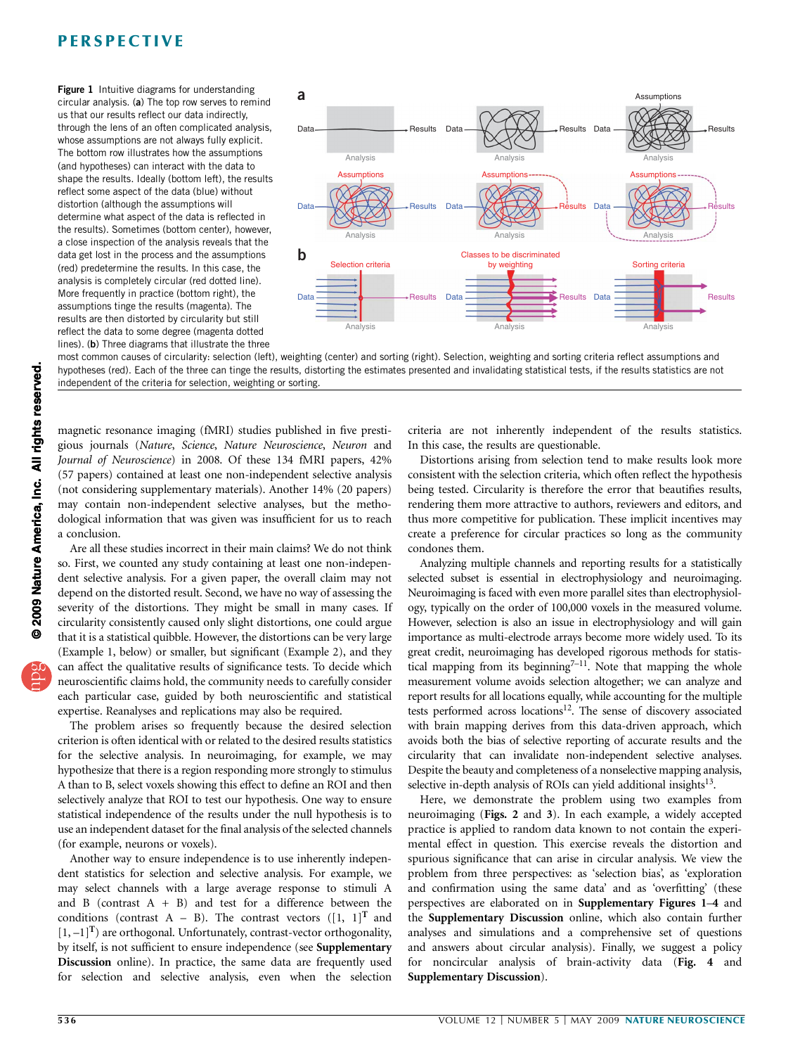**Figure 1** Intuitive diagrams for understanding circular analysis. (**a**) The top row serves to remind us that our results reflect our data indirectly, through the lens of an often complicated analysis, whose assumptions are not always fully explicit. The bottom row illustrates how the assumptions (and hypotheses) can interact with the data to shape the results. Ideally (bottom left), the results reflect some aspect of the data (blue) without distortion (although the assumptions will determine what aspect of the data is reflected in the results). Sometimes (bottom center), however, a close inspection of the analysis reveals that the data get lost in the process and the assumptions (red) predetermine the results. In this case, the analysis is completely circular (red dotted line). More frequently in practice (bottom right), the assumptions tinge the results (magenta). The results are then distorted by circularity but still reflect the data to some degree (magenta dotted lines). (**b**) Three diagrams that illustrate the three most common causes of circularity: selection (left), weighting (center) and sorting (right). Selection, weighting and sorting criteria reflect assumptions and hypotheses (red). Each of the three can tinge the results, distorting the estimates presented and invalidating statistical tests, if the results statistics are not independent of the criteria for selection, weighting or sorting.

magnetic resonance imaging (fMRI) studies published in five prestigious journals (*Nature*, *Science*, *Nature Neuroscience*, *Neuron* and *Journal of Neuroscience*) in 2008. Of these 134 fMRI papers, 42% (57 papers) contained at least one non-independent selective analysis (not considering supplementary materials). Another 14% (20 papers) may contain non-independent selective analyses, but the methodological information that was given was insufficient for us to reach a conclusion.

Are all these studies incorrect in their main claims? We do not think so. First, we counted any study containing at least one non-independent selective analysis. For a given paper, the overall claim may not depend on the distorted result. Second, we have no way of assessing the severity of the distortions. They might be small in many cases. If circularity consistently caused only slight distortions, one could argue that it is a statistical quibble. However, the distortions can be very large (Example 1, below) or smaller, but significant (Example 2), and they can affect the qualitative results of significance tests. To decide which neuroscientific claims hold, the community needs to carefully consider each particular case, guided by both neuroscientific and statistical expertise. Reanalyses and replications may also be required.

The problem arises so frequently because the desired selection criterion is often identical with or related to the desired results statistics for the selective analysis. In neuroimaging, for example, we may hypothesize that there is a region responding more strongly to stimulus A than to B, select voxels showing this effect to define an ROI and then selectively analyze that ROI to test our hypothesis. One way to ensure statistical independence of the results under the null hypothesis is to use an independent dataset for the final analysis of the selected channels (for example, neurons or voxels).

Another way to ensure independence is to use inherently independent statistics for selection and selective analysis. For example, we may select channels with a large average response to stimuli A and B (contrast A + B) and test for a difference between the conditions (contrast A − B). The contrast vectors ($[1, 1]^T$ and $[1, -1]^T$) are orthogonal. Unfortunately, contrast-vector orthogonality, by itself, is not sufficient to ensure independence (see **Supplementary Discussion** online). In practice, the same data are frequently used for selection and selective analysis, even when the selection criteria are not inherently independent of the results statistics. In this case, the results are questionable.

Distortions arising from selection tend to make results look more consistent with the selection criteria, which often reflect the hypothesis being tested. Circularity is therefore the error that beautifies results, rendering them more attractive to authors, reviewers and editors, and thus more competitive for publication. These implicit incentives may create a preference for circular practices so long as the community condones them.

Analyzing multiple channels and reporting results for a statistically selected subset is essential in electrophysiology and neuroimaging. Neuroimaging is faced with even more parallel sites than electrophysiology, typically on the order of 100,000 voxels in the measured volume. However, selection is also an issue in electrophysiology and will gain importance as multi-electrode arrays become more widely used. To its great credit, neuroimaging has developed rigorous methods for statistical mapping from its beginning[7–11]. Note that mapping the whole measurement volume avoids selection altogether; we can analyze and report results for all locations equally, while accounting for the multiple tests performed across locations[12]. The sense of discovery associated with brain mapping derives from this data-driven approach, which avoids both the bias of selective reporting of accurate results and the circularity that can invalidate non-independent selective analyses. Despite the beauty and completeness of a nonselective mapping analysis, selective in-depth analysis of ROIs can yield additional insights[13].

Here, we demonstrate the problem using two examples from neuroimaging (**Figs. 2** and **3**). In each example, a widely accepted practice is applied to random data known to not contain the experimental effect in question. This exercise reveals the distortion and spurious significance that can arise in circular analysis. We view the problem from three perspectives: as 'selection bias', as 'exploration and confirmation using the same data' and as 'overfitting' (these perspectives are elaborated on in **Supplementary Figures 1–4** and the **Supplementary Discussion** online, which also contain further analyses and simulations and a comprehensive set of questions and answers about circular analysis). Finally, we suggest a policy for noncircular analysis of brain-activity data (**Fig. 4** and **Supplementary Discussion**).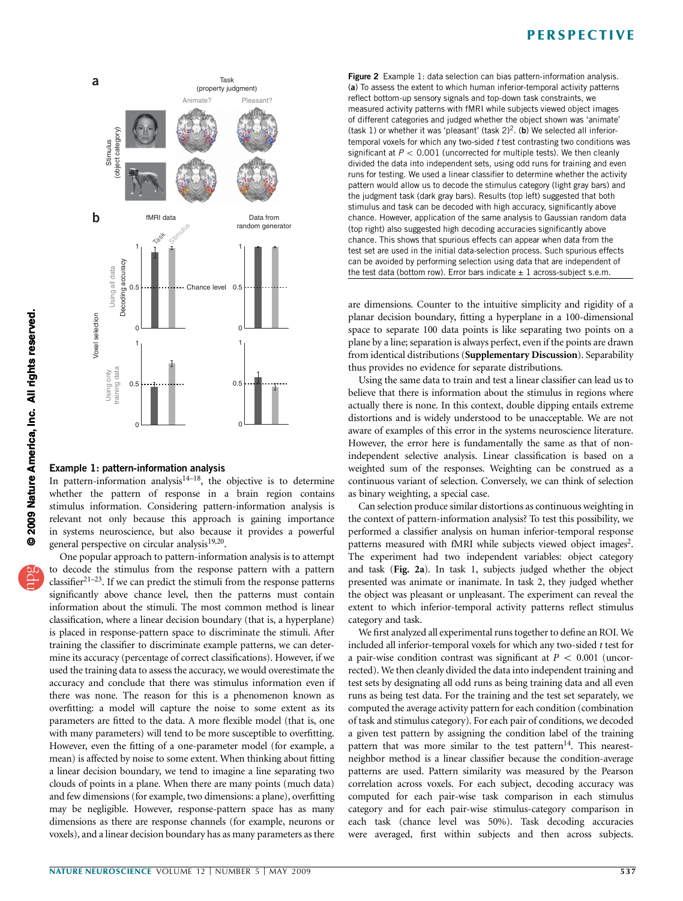a

Task
(property judgment)
Animate?
Pleasant?

Stimulus
(object category)

b

fMRI data
Task
Stimulus

Data from
random generator

Voxel selection

Using all data
Decoding accuracy

1
0.5
0

Chance level

1
0.5
0

Using only
training data

1
0.5
0

1
0.5
0

**Figure 2** Example 1: data selection can bias pattern-information analysis. (**a**) To assess the extent to which human inferior-temporal activity patterns reflect bottom-up sensory signals and top-down task constraints, we measured activity patterns with fMRI while subjects viewed object images of different categories and judged whether the object shown was 'animate' (task 1) or whether it was 'pleasant' (task 2)[2]. (**b**) We selected all inferior-temporal voxels for which any two-sided $t$ test contrasting two conditions was significant at $P < 0.001$ (uncorrected for multiple tests). We then cleanly divided the data into independent sets, using odd runs for training and even runs for testing. We used a linear classifier to determine whether the activity pattern would allow us to decode the stimulus category (light gray bars) and the judgment task (dark gray bars). Results (top left) suggested that both stimulus and task can be decoded with high accuracy, significantly above chance. However, application of the same analysis to Gaussian random data (top right) also suggested high decoding accuracies significantly above chance. This shows that spurious effects can appear when data from the test set are used in the initial data-selection process. Such spurious effects can be avoided by performing selection using data that are independent of the test data (bottom row). Error bars indicate ± 1 across-subject s.e.m.

### Example 1: pattern-information analysis

In pattern-information analysis[14–18], the objective is to determine whether the pattern of response in a brain region contains stimulus information. Considering pattern-information analysis is relevant not only because this approach is gaining importance in systems neuroscience, but also because it provides a powerful general perspective on circular analysis[19,20].

One popular approach to pattern-information analysis is to attempt to decode the stimulus from the response pattern with a pattern classifier[21–23]. If we can predict the stimuli from the response patterns significantly above chance level, then the patterns must contain information about the stimuli. The most common method is linear classification, where a linear decision boundary (that is, a hyperplane) is placed in response-pattern space to discriminate the stimuli. After training the classifier to discriminate example patterns, we can determine its accuracy (percentage of correct classifications). However, if we used the training data to assess the accuracy, we would overestimate the accuracy and conclude that there was stimulus information even if there was none. The reason for this is a phenomenon known as overfitting: a model will capture the noise to some extent as its parameters are fitted to the data. A more flexible model (that is, one with many parameters) will tend to be more susceptible to overfitting. However, even the fitting of a one-parameter model (for example, a mean) is affected by noise to some extent. When thinking about fitting a linear decision boundary, we tend to imagine a line separating two clouds of points in a plane. When there are many points (much data) and few dimensions (for example, two dimensions: a plane), overfitting may be negligible. However, response-pattern space has as many dimensions as there are response channels (for example, neurons or voxels), and a linear decision boundary has as many parameters as there are dimensions. Counter to the intuitive simplicity and rigidity of a planar decision boundary, fitting a hyperplane in a 100-dimensional space to separate 100 data points is like separating two points on a plane by a line; separation is always perfect, even if the points are drawn from identical distributions (**Supplementary Discussion**). Separability thus provides no evidence for separate distributions.

Using the same data to train and test a linear classifier can lead us to believe that there is information about the stimulus in regions where actually there is none. In this context, double dipping entails extreme distortions and is widely understood to be unacceptable. We are not aware of examples of this error in the systems neuroscience literature. However, the error here is fundamentally the same as that of non-independent selective analysis. Linear classification is based on a weighted sum of the responses. Weighting can be construed as a continuous variant of selection. Conversely, we can think of selection as binary weighting, a special case.

Can selection produce similar distortions as continuous weighting in the context of pattern-information analysis? To test this possibility, we performed a classifier analysis on human inferior-temporal response patterns measured with fMRI while subjects viewed object images[2]. The experiment had two independent variables: object category and task (**Fig. 2a**). In task 1, subjects judged whether the object presented was animate or inanimate. In task 2, they judged whether the object was pleasant or unpleasant. The experiment can reveal the extent to which inferior-temporal activity patterns reflect stimulus category and task.

We first analyzed all experimental runs together to define an ROI. We included all inferior-temporal voxels for which any two-sided $t$ test for a pair-wise condition contrast was significant at $P < 0.001$ (uncorrected). We then cleanly divided the data into independent training and test sets by designating all odd runs as being training data and all even runs as being test data. For the training and the test set separately, we computed the average activity pattern for each condition (combination of task and stimulus category). For each pair of conditions, we decoded a given test pattern by assigning the condition label of the training pattern that was more similar to the test pattern[14]. This nearest-neighbor method is a linear classifier because the condition-average patterns are used. Pattern similarity was measured by the Pearson correlation across voxels. For each subject, decoding accuracy was computed for each pair-wise task comparison in each stimulus category and for each pair-wise stimulus-category comparison in each task (chance level was 50%). Task decoding accuracies were averaged, first within subjects and then across subjects.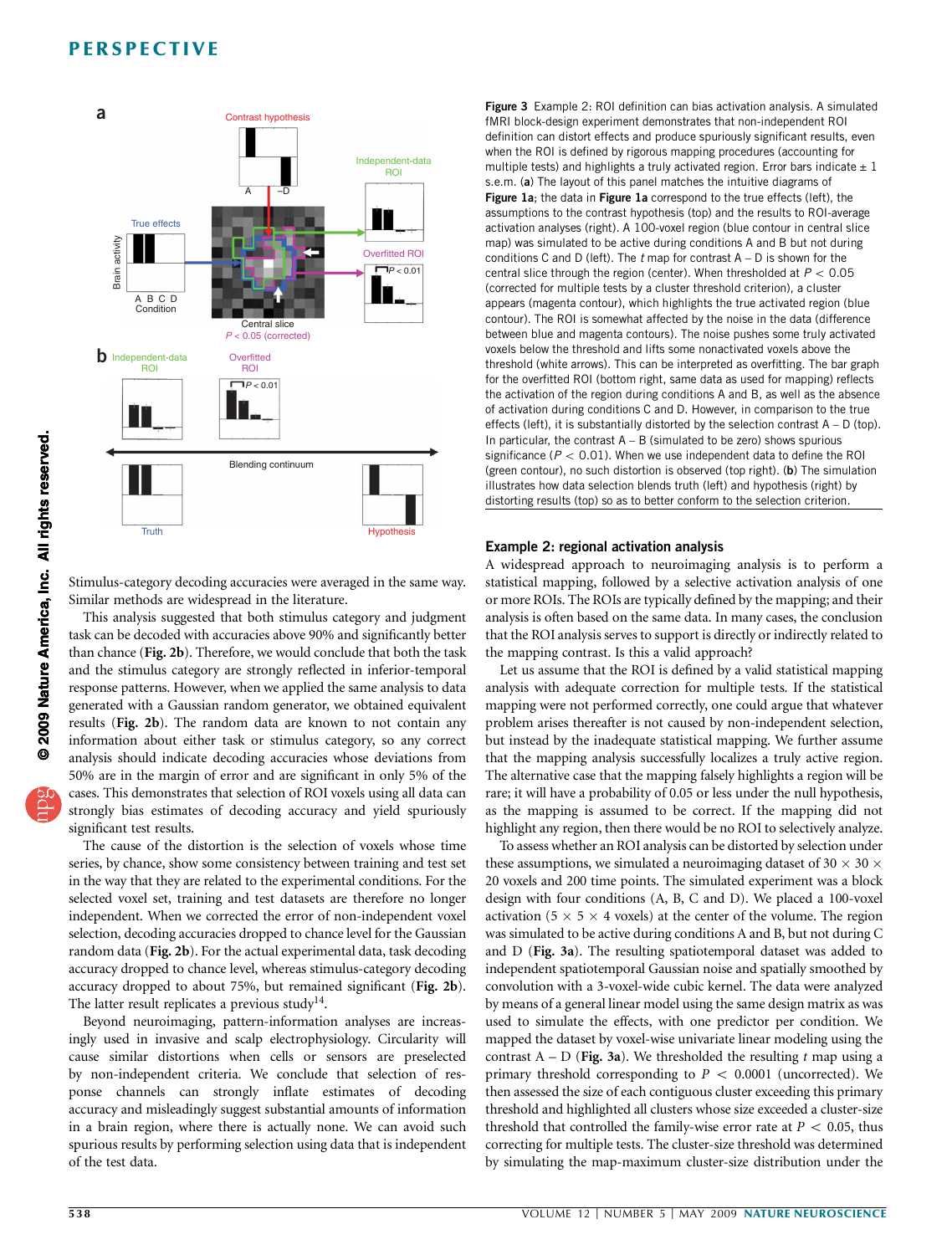a

Contrast hypothesis

A –D

Independent-data ROI

True effects

Brain activity

A B C D

Condition

Overfitted ROI

P < 0.01

Central slice

P < 0.05 (corrected)

b Independent-data ROI

Overfitted ROI

P < 0.01

Blending continuum

Truth

Hypothesis

**Figure 3** Example 2: ROI definition can bias activation analysis. A simulated fMRI block-design experiment demonstrates that non-independent ROI definition can distort effects and produce spuriously significant results, even when the ROI is defined by rigorous mapping procedures (accounting for multiple tests) and highlights a truly activated region. Error bars indicate ± 1 s.e.m. (**a**) The layout of this panel matches the intuitive diagrams of **Figure 1a**; the data in **Figure 1a** correspond to the true effects (left), the assumptions to the contrast hypothesis (top) and the results to ROI-average activation analyses (right). A 100-voxel region (blue contour in central slice map) was simulated to be active during conditions A and B but not during conditions C and D (left). The *t* map for contrast A – D is shown for the central slice through the region (center). When thresholded at $P < 0.05$ (corrected for multiple tests by a cluster threshold criterion), a cluster appears (magenta contour), which highlights the true activated region (blue contour). The ROI is somewhat affected by the noise in the data (difference between blue and magenta contours). The noise pushes some truly activated voxels below the threshold and lifts some nonactivated voxels above the threshold (white arrows). This can be interpreted as overfitting. The bar graph for the overfitted ROI (bottom right, same data as used for mapping) reflects the activation of the region during conditions A and B, as well as the absence of activation during conditions C and D. However, in comparison to the true effects (left), it is substantially distorted by the selection contrast A – D (top). In particular, the contrast A – B (simulated to be zero) shows spurious significance ($P < 0.01$). When we use independent data to define the ROI (green contour), no such distortion is observed (top right). (**b**) The simulation illustrates how data selection blends truth (left) and hypothesis (right) by distorting results (top) so as to better conform to the selection criterion.

Stimulus-category decoding accuracies were averaged in the same way. Similar methods are widespread in the literature.

This analysis suggested that both stimulus category and judgment task can be decoded with accuracies above 90% and significantly better than chance (**Fig. 2b**). Therefore, we would conclude that both the task and the stimulus category are strongly reflected in inferior-temporal response patterns. However, when we applied the same analysis to data generated with a Gaussian random generator, we obtained equivalent results (**Fig. 2b**). The random data are known to not contain any information about either task or stimulus category, so any correct analysis should indicate decoding accuracies whose deviations from 50% are in the margin of error and are significant in only 5% of the cases. This demonstrates that selection of ROI voxels using all data can strongly bias estimates of decoding accuracy and yield spuriously significant test results.

The cause of the distortion is the selection of voxels whose time series, by chance, show some consistency between training and test set in the way that they are related to the experimental conditions. For the selected voxel set, training and test datasets are therefore no longer independent. When we corrected the error of non-independent voxel selection, decoding accuracies dropped to chance level for the Gaussian random data (**Fig. 2b**). For the actual experimental data, task decoding accuracy dropped to chance level, whereas stimulus-category decoding accuracy dropped to about 75%, but remained significant (**Fig. 2b**). The latter result replicates a previous study[14].

Beyond neuroimaging, pattern-information analyses are increasingly used in invasive and scalp electrophysiology. Circularity will cause similar distortions when cells or sensors are preselected by non-independent criteria. We conclude that selection of response channels can strongly inflate estimates of decoding accuracy and misleadingly suggest substantial amounts of information in a brain region, where there is actually none. We can avoid such spurious results by performing selection using data that is independent of the test data.

### Example 2: regional activation analysis

A widespread approach to neuroimaging analysis is to perform a statistical mapping, followed by a selective activation analysis of one or more ROIs. The ROIs are typically defined by the mapping; and their analysis is often based on the same data. In many cases, the conclusion that the ROI analysis serves to support is directly or indirectly related to the mapping contrast. Is this a valid approach?

Let us assume that the ROI is defined by a valid statistical mapping analysis with adequate correction for multiple tests. If the statistical mapping were not performed correctly, one could argue that whatever problem arises thereafter is not caused by non-independent selection, but instead by the inadequate statistical mapping. We further assume that the mapping analysis successfully localizes a truly active region. The alternative case that the mapping falsely highlights a region will be rare; it will have a probability of 0.05 or less under the null hypothesis, as the mapping is assumed to be correct. If the mapping did not highlight any region, then there would be no ROI to selectively analyze.

To assess whether an ROI analysis can be distorted by selection under these assumptions, we simulated a neuroimaging dataset of 30 × 30 × 20 voxels and 200 time points. The simulated experiment was a block design with four conditions (A, B, C and D). We placed a 100-voxel activation (5 × 5 × 4 voxels) at the center of the volume. The region was simulated to be active during conditions A and B, but not during C and D (**Fig. 3a**). The resulting spatiotemporal dataset was added to independent spatiotemporal Gaussian noise and spatially smoothed by convolution with a 3-voxel-wide cubic kernel. The data were analyzed by means of a general linear model using the same design matrix as was used to simulate the effects, with one predictor per condition. We mapped the dataset by voxel-wise univariate linear modeling using the contrast A – D (**Fig. 3a**). We thresholded the resulting *t* map using a primary threshold corresponding to $P < 0.0001$ (uncorrected). We then assessed the size of each contiguous cluster exceeding this primary threshold and highlighted all clusters whose size exceeded a cluster-size threshold that controlled the family-wise error rate at $P < 0.05$, thus correcting for multiple tests. The cluster-size threshold was determined by simulating the map-maximum cluster-size distribution under the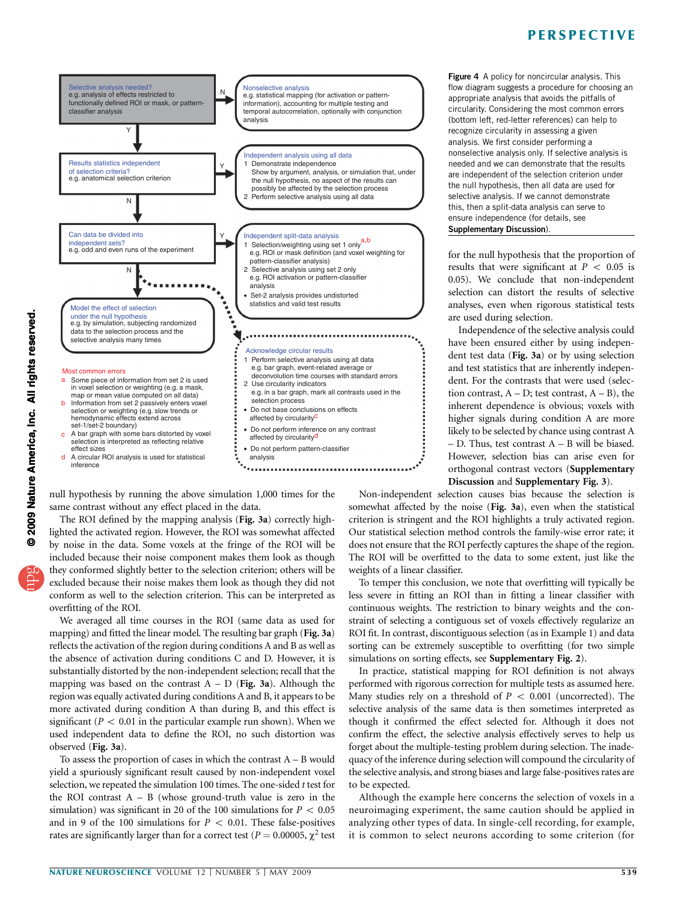Selective analysis needed?
e.g. analysis of effects restricted to functionally defined ROI or mask, or pattern-classifier analysis

Nonselective analysis
e.g. statistical mapping (for activation or pattern-information), accounting for multiple testing and temporal autocorrelation, optionally with conjunction analysis

Results statistics independent of selection criteria?
e.g. anatomical selection criterion

Independent analysis using all data
1 Demonstrate independence
Show by argument, analysis, or simulation that, under the null hypothesis, no aspect of the results can possibly be affected by the selection process
2 Perform selective analysis using all data

Can data be divided into independent sets?
e.g. odd and even runs of the experiment

Independent split-data analysis
1 Selection/weighting using set 1 only[a,b]
e.g. ROI or mask definition (and voxel weighting for pattern-classifier analysis)
2 Selective analysis using set 2 only
e.g. ROI activation or pattern-classifier analysis
• Set-2 analysis provides undistorted statistics and valid test results

Model the effect of selection under the null hypothesis
e.g. by simulation, subjecting randomized data to the selection process and the selective analysis many times

Acknowledge circular results
1 Perform selective analysis using all data
e.g. bar graph, event-related average or deconvolution time courses with standard errors
2 Use circularity indicators
e.g. in a bar graph, mark all contrasts used in the selection process
• Do not base conclusions on effects affected by circularity[c]
• Do not perform inference on any contrast affected by circularity[d]
• Do not perform pattern-classifier analysis

Most common errors
a Some piece of information from set 2 is used in voxel selection or weighting (e.g. a mask, map or mean value computed on all data)
b Information from set 2 passively enters voxel selection or weighting (e.g. slow trends or hemodynamic effects extend across set-1/set-2 boundary)
c A bar graph with some bars distorted by voxel selection is interpreted as reflecting relative effect sizes
d A circular ROI analysis is used for statistical inference

**Figure 4** A policy for noncircular analysis. This flow diagram suggests a procedure for choosing an appropriate analysis that avoids the pitfalls of circularity. Considering the most common errors (bottom left, red-letter references) can help to recognize circularity in assessing a given analysis. We first consider performing a nonselective analysis only. If selective analysis is needed and we can demonstrate that the results are independent of the selection criterion under the null hypothesis, then all data are used for selective analysis. If we cannot demonstrate this, then a split-data analysis can serve to ensure independence (for details, see **Supplementary Discussion**).

null hypothesis by running the above simulation 1,000 times for the same contrast without any effect placed in the data.

The ROI defined by the mapping analysis (**Fig. 3a**) correctly highlighted the activated region. However, the ROI was somewhat affected by noise in the data. Some voxels at the fringe of the ROI will be included because their noise component makes them look as though they conformed slightly better to the selection criterion; others will be excluded because their noise makes them look as though they did not conform as well to the selection criterion. This can be interpreted as overfitting of the ROI.

We averaged all time courses in the ROI (same data as used for mapping) and fitted the linear model. The resulting bar graph (**Fig. 3a**) reflects the activation of the region during conditions A and B as well as the absence of activation during conditions C and D. However, it is substantially distorted by the non-independent selection; recall that the mapping was based on the contrast A – D (**Fig. 3a**). Although the region was equally activated during conditions A and B, it appears to be more activated during condition A than during B, and this effect is significant ($P < 0.01$ in the particular example run shown). When we used independent data to define the ROI, no such distortion was observed (**Fig. 3a**).

To assess the proportion of cases in which the contrast A – B would yield a spuriously significant result caused by non-independent voxel selection, we repeated the simulation 100 times. The one-sided $t$ test for the ROI contrast A – B (whose ground-truth value is zero in the simulation) was significant in 20 of the 100 simulations for $P < 0.05$ and in 9 of the 100 simulations for $P < 0.01$. These false-positives rates are significantly larger than for a correct test ($P = 0.00005$, $\chi^2$ test for the null hypothesis that the proportion of results that were significant at $P < 0.05$ is 0.05). We conclude that non-independent selection can distort the results of selective analyses, even when rigorous statistical tests are used during selection.

Independence of the selective analysis could have been ensured either by using independent test data (**Fig. 3a**) or by using selection and test statistics that are inherently independent. For the contrasts that were used (selection contrast, A – D; test contrast, A – B), the inherent dependence is obvious; voxels with higher signals during condition A are more likely to be selected by chance using contrast A – D. Thus, test contrast A – B will be biased. However, selection bias can arise even for orthogonal contrast vectors (**Supplementary Discussion** and **Supplementary Fig. 3**).

Non-independent selection causes bias because the selection is somewhat affected by the noise (**Fig. 3a**), even when the statistical criterion is stringent and the ROI highlights a truly activated region. Our statistical selection method controls the family-wise error rate; it does not ensure that the ROI perfectly captures the shape of the region. The ROI will be overfitted to the data to some extent, just like the weights of a linear classifier.

To temper this conclusion, we note that overfitting will typically be less severe in fitting an ROI than in fitting a linear classifier with continuous weights. The restriction to binary weights and the constraint of selecting a contiguous set of voxels effectively regularize an ROI fit. In contrast, discontiguous selection (as in Example 1) and data sorting can be extremely susceptible to overfitting (for two simple simulations on sorting effects, see **Supplementary Fig. 2**).

In practice, statistical mapping for ROI definition is not always performed with rigorous correction for multiple tests as assumed here. Many studies rely on a threshold of $P < 0.001$ (uncorrected). The selective analysis of the same data is then sometimes interpreted as though it confirmed the effect selected for. Although it does not confirm the effect, the selective analysis effectively serves to help us forget about the multiple-testing problem during selection. The inadequacy of the inference during selection will compound the circularity of the selective analysis, and strong biases and large false-positives rates are to be expected.

Although the example here concerns the selection of voxels in a neuroimaging experiment, the same caution should be applied in analyzing other types of data. In single-cell recording, for example, it is common to select neurons according to some criterion (for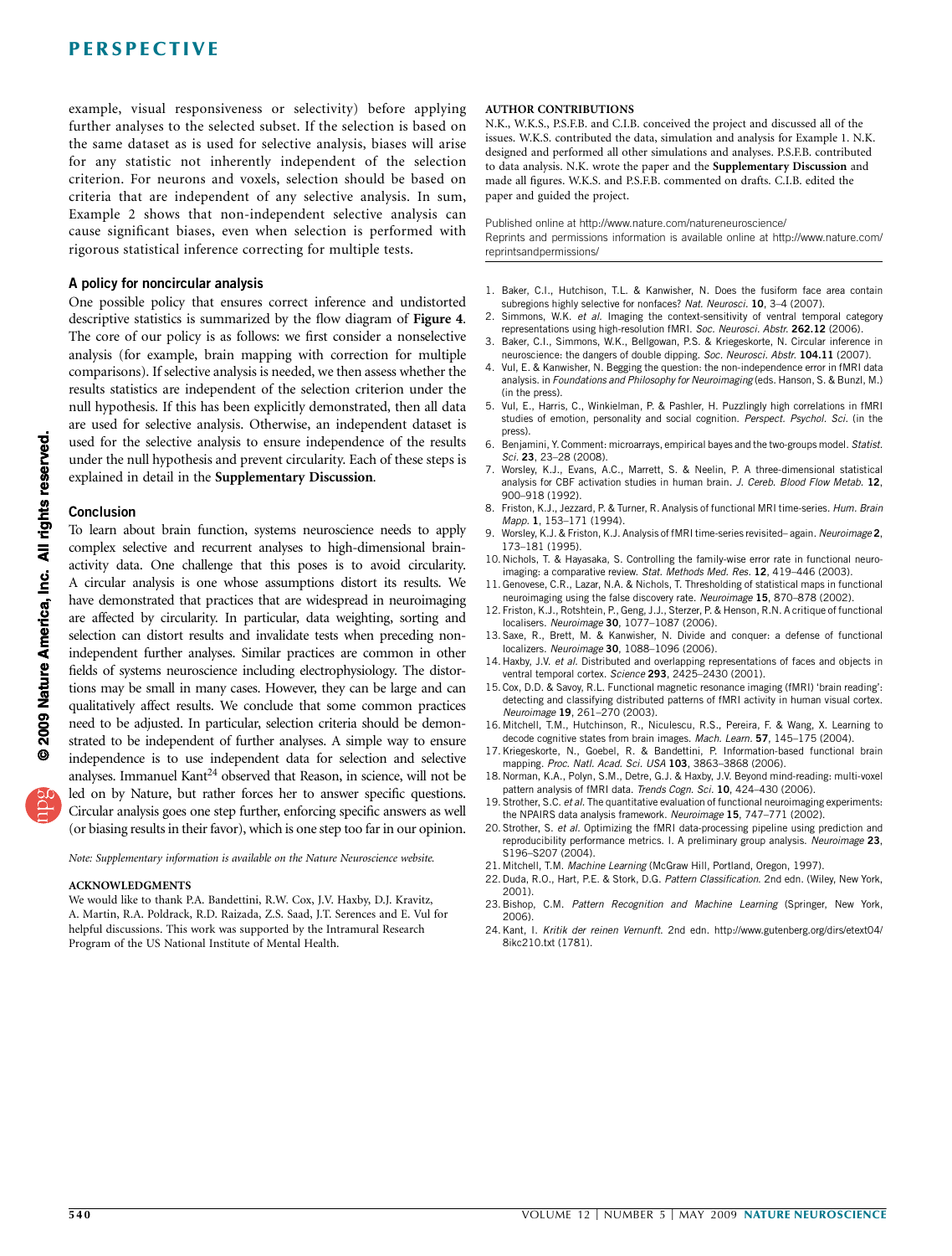example, visual responsiveness or selectivity) before applying further analyses to the selected subset. If the selection is based on the same dataset as is used for selective analysis, biases will arise for any statistic not inherently independent of the selection criterion. For neurons and voxels, selection should be based on criteria that are independent of any selective analysis. In sum, Example 2 shows that non-independent selective analysis can cause significant biases, even when selection is performed with rigorous statistical inference correcting for multiple tests.

## A policy for noncircular analysis

One possible policy that ensures correct inference and undistorted descriptive statistics is summarized by the flow diagram of **Figure 4**. The core of our policy is as follows: we first consider a nonselective analysis (for example, brain mapping with correction for multiple comparisons). If selective analysis is needed, we then assess whether the results statistics are independent of the selection criterion under the null hypothesis. If this has been explicitly demonstrated, then all data are used for selective analysis. Otherwise, an independent dataset is used for the selective analysis to ensure independence of the results under the null hypothesis and prevent circularity. Each of these steps is explained in detail in the **Supplementary Discussion**.

## Conclusion

To learn about brain function, systems neuroscience needs to apply complex selective and recurrent analyses to high-dimensional brain-activity data. One challenge that this poses is to avoid circularity. A circular analysis is one whose assumptions distort its results. We have demonstrated that practices that are widespread in neuroimaging are affected by circularity. In particular, data weighting, sorting and selection can distort results and invalidate tests when preceding non-independent further analyses. Similar practices are common in other fields of systems neuroscience including electrophysiology. The distortions may be small in many cases. However, they can be large and can qualitatively affect results. We conclude that some common practices need to be adjusted. In particular, selection criteria should be demonstrated to be independent of further analyses. A simple way to ensure independence is to use independent data for selection and selective analyses. Immanuel Kant[24] observed that Reason, in science, will not be led on by Nature, but rather forces her to answer specific questions. Circular analysis goes one step further, enforcing specific answers as well (or biasing results in their favor), which is one step too far in our opinion.

*Note: Supplementary information is available on the Nature Neuroscience website.*

### ACKNOWLEDGMENTS

We would like to thank P.A. Bandettini, R.W. Cox, J.V. Haxby, D.J. Kravitz, A. Martin, R.A. Poldrack, R.D. Raizada, Z.S. Saad, J.T. Serences and E. Vul for helpful discussions. This work was supported by the Intramural Research Program of the US National Institute of Mental Health.

### AUTHOR CONTRIBUTIONS

N.K., W.K.S., P.S.F.B. and C.I.B. conceived the project and discussed all of the issues. W.K.S. contributed the data, simulation and analysis for Example 1. N.K. designed and performed all other simulations and analyses. P.S.F.B. contributed to data analysis. N.K. wrote the paper and the **Supplementary Discussion** and made all figures. W.K.S. and P.S.F.B. commented on drafts. C.I.B. edited the paper and guided the project.

Published online at http://www.nature.com/natureneuroscience/
Reprints and permissions information is available online at http://www.nature.com/reprintsandpermissions/

1. Baker, C.I., Hutchison, T.L. & Kanwisher, N. Does the fusiform face area contain subregions highly selective for nonfaces? *Nat. Neurosci.* **10**, 3–4 (2007).
2. Simmons, W.K. *et al.* Imaging the context-sensitivity of ventral temporal category representations using high-resolution fMRI. *Soc. Neurosci. Abstr.* **262.12** (2006).
3. Baker, C.I., Simmons, W.K., Bellgowan, P.S. & Kriegeskorte, N. Circular inference in neuroscience: the dangers of double dipping. *Soc. Neurosci. Abstr.* **104.11** (2007).
4. Vul, E. & Kanwisher, N. Begging the question: the non-independence error in fMRI data analysis. in *Foundations and Philosophy for Neuroimaging* (eds. Hanson, S. & Bunzl, M.) (in the press).
5. Vul, E., Harris, C., Winkielman, P. & Pashler, H. Puzzlingly high correlations in fMRI studies of emotion, personality and social cognition. *Perspect. Psychol. Sci.* (in the press).
6. Benjamini, Y. Comment: microarrays, empirical bayes and the two-groups model. *Statist. Sci.* **23**, 23–28 (2008).
7. Worsley, K.J., Evans, A.C., Marrett, S. & Neelin, P. A three-dimensional statistical analysis for CBF activation studies in human brain. *J. Cereb. Blood Flow Metab.* **12**, 900–918 (1992).
8. Friston, K.J., Jezzard, P. & Turner, R. Analysis of functional MRI time-series. *Hum. Brain Mapp.* **1**, 153–171 (1994).
9. Worsley, K.J. & Friston, K.J. Analysis of fMRI time-series revisited– again. *Neuroimage* **2**, 173–181 (1995).
10. Nichols, T. & Hayasaka, S. Controlling the family-wise error rate in functional neuroimaging: a comparative review. *Stat. Methods Med. Res.* **12**, 419–446 (2003).
11. Genovese, C.R., Lazar, N.A. & Nichols, T. Thresholding of statistical maps in functional neuroimaging using the false discovery rate. *Neuroimage* **15**, 870–878 (2002).
12. Friston, K.J., Rotshtein, P., Geng, J.J., Sterzer, P. & Henson, R.N. A critique of functional localisers. *Neuroimage* **30**, 1077–1087 (2006).
13. Saxe, R., Brett, M. & Kanwisher, N. Divide and conquer: a defense of functional localizers. *Neuroimage* **30**, 1088–1096 (2006).
14. Haxby, J.V. *et al.* Distributed and overlapping representations of faces and objects in ventral temporal cortex. *Science* **293**, 2425–2430 (2001).
15. Cox, D.D. & Savoy, R.L. Functional magnetic resonance imaging (fMRI) 'brain reading': detecting and classifying distributed patterns of fMRI activity in human visual cortex. *Neuroimage* **19**, 261–270 (2003).
16. Mitchell, T.M., Hutchinson, R., Niculescu, R.S., Pereira, F. & Wang, X. Learning to decode cognitive states from brain images. *Mach. Learn.* **57**, 145–175 (2004).
17. Kriegeskorte, N., Goebel, R. & Bandettini, P. Information-based functional brain mapping. *Proc. Natl. Acad. Sci. USA* **103**, 3863–3868 (2006).
18. Norman, K.A., Polyn, S.M., Detre, G.J. & Haxby, J.V. Beyond mind-reading: multi-voxel pattern analysis of fMRI data. *Trends Cogn. Sci.* **10**, 424–430 (2006).
19. Strother, S.C. *et al.* The quantitative evaluation of functional neuroimaging experiments: the NPAIRS data analysis framework. *Neuroimage* **15**, 747–771 (2002).
20. Strother, S. *et al.* Optimizing the fMRI data-processing pipeline using prediction and reproducibility performance metrics. I. A preliminary group analysis. *Neuroimage* **23**, S196–S207 (2004).
21. Mitchell, T.M. *Machine Learning* (McGraw Hill, Portland, Oregon, 1997).
22. Duda, R.O., Hart, P.E. & Stork, D.G. *Pattern Classification*. 2nd edn. (Wiley, New York, 2001).
23. Bishop, C.M. *Pattern Recognition and Machine Learning* (Springer, New York, 2006).
24. Kant, I. *Kritik der reinen Vernunft*. 2nd edn. http://www.gutenberg.org/dirs/etext04/8ikc210.txt (1781).